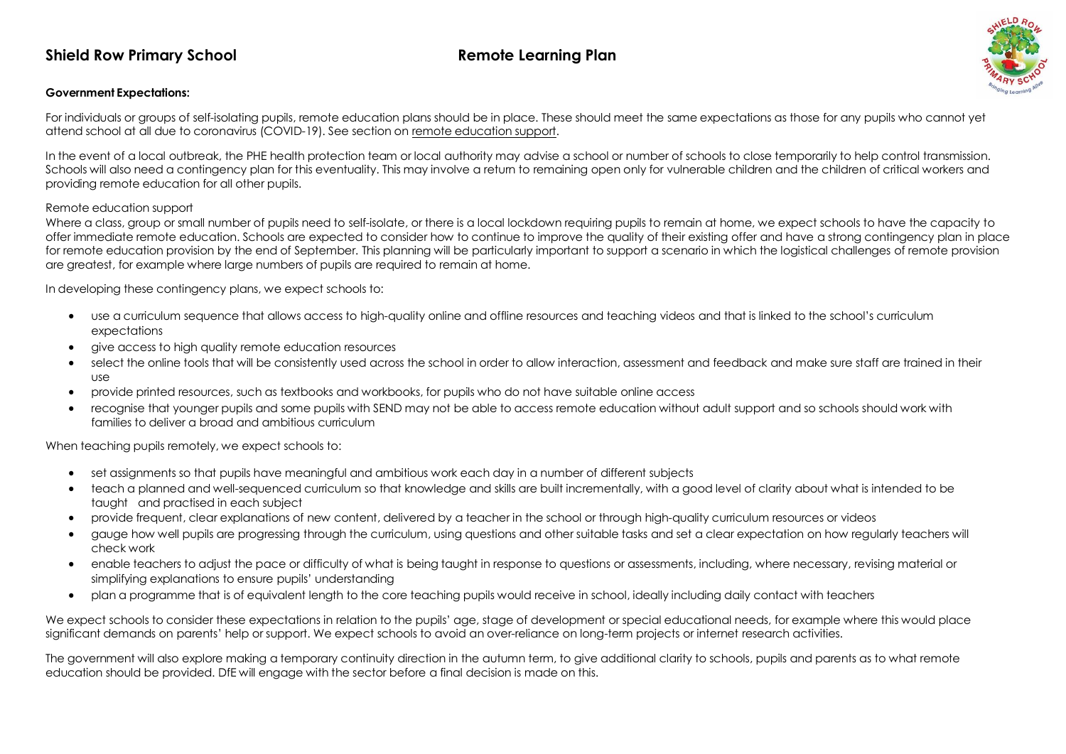# Shield Row Primary School — Remote Learning Plan

**Government Expectations:**

For individuals or groups of self-isolating pupils, remote education plans should be in place. These should meet the same expectations as those for any pupils who cannot yet attend school at all due to coronavirus (COVID-19). See section on remote education support.

In the event of a local outbreak, the PHE health protection team or local authority may advise a school or number of schools to close temporarily to help control transmission. Schools will also need a contingency plan for this eventuality. This may involve a return to remaining open only for vulnerable children and the children of critical workers and providing remote education for all other pupils.

Remote education support

Where a class, group or small number of pupils need to self-isolate, or there is a local lockdown requiring pupils to remain at home, we expect schools to have the capacity to offer immediate remote education. Schools are expected to consider how to continue to improve the quality of their existing offer and have a strong contingency plan in place for remote education provision by the end of September. This planning will be particularly important to support a scenario in which the logistical challenges of remote provision are greatest, for example where large numbers of pupils are required to remain at home.

In developing these contingency plans, we expect schools to:

- use a curriculum sequence that allows access to high-quality online and offline resources and teaching videos and that is linked to the school's curriculum expectations
- give access to high quality remote education resources
- select the online tools that will be consistently used across the school in order to allow interaction, assessment and feedback and make sure staff are trained in their use
- provide printed resources, such as textbooks and workbooks, for pupils who do not have suitable online access
- recognise that younger pupils and some pupils with SEND may not be able to access remote education without adult support and so schools should work with families to deliver a broad and ambitious curriculum

When teaching pupils remotely, we expect schools to:

- set assignments so that pupils have meaningful and ambitious work each day in a number of different subjects
- teach a planned and well-sequenced curriculum so that knowledge and skills are built incrementally, with a good level of clarity about what is intended to be taught and practised in each subject
- provide frequent, clear explanations of new content, delivered by a teacher in the school or through high-quality curriculum resources or videos
- gauge how well pupils are progressing through the curriculum, using questions and other suitable tasks and set a clear expectation on how regularly teachers will check work
- enable teachers to adjust the pace or difficulty of what is being taught in response to questions or assessments, including, where necessary, revising material or simplifying explanations to ensure pupils' understanding
- plan a programme that is of equivalent length to the core teaching pupils would receive in school, ideally including daily contact with teachers

We expect schools to consider these expectations in relation to the pupils' age, stage of development or special educational needs, for example where this would place significant demands on parents' help or support. We expect schools to avoid an over-reliance on long-term projects or internet research activities.

The government will also explore making a temporary continuity direction in the autumn term, to give additional clarity to schools, pupils and parents as to what remote education should be provided. DfE will engage with the sector before a final decision is made on this.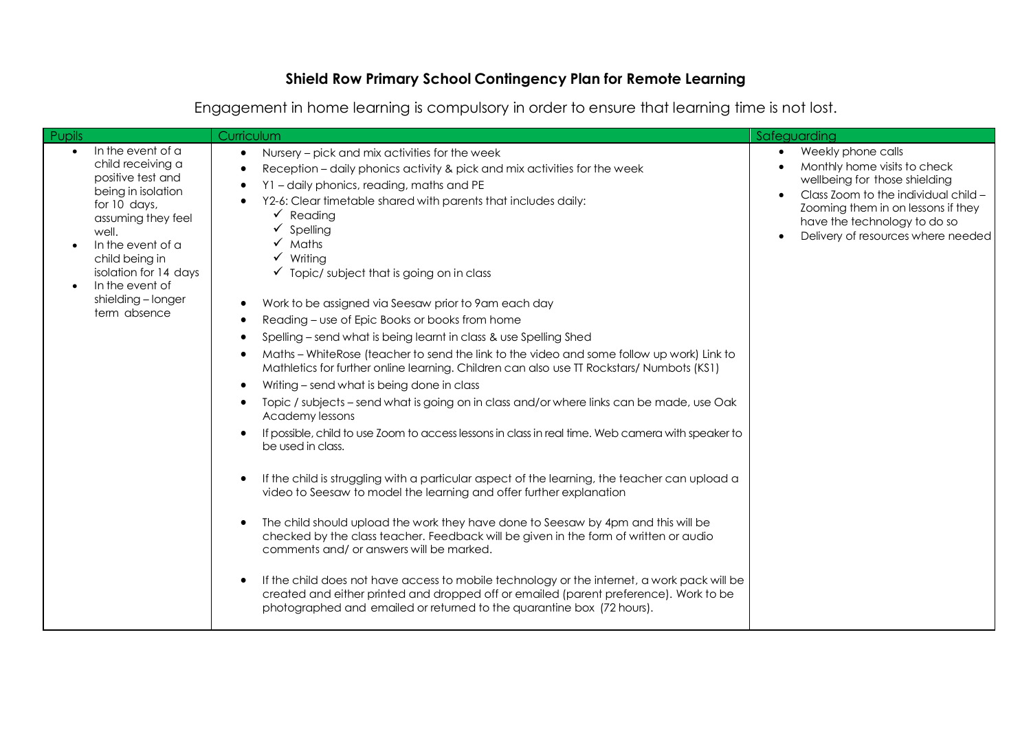# Shield Row Primary School Contingency Plan for Remote Learning

Engagement in home learning is compulsory in order to ensure that learning time is not lost.

| Pupils | Curriculum | Safeguarding |
| --- | --- | --- |
| • In the event of a child receiving a positive test and being in isolation for 10 days, assuming they feel well.<br>• In the event of a child being in isolation for 14 days<br>• In the event of shielding – longer term absence | • Nursery – pick and mix activities for the week<br>• Reception – daily phonics activity & pick and mix activities for the week<br>• Y1 – daily phonics, reading, maths and PE<br>• Y2-6: Clear timetable shared with parents that includes daily:<br>✓ Reading<br>✓ Spelling<br>✓ Maths<br>✓ Writing<br>✓ Topic/ subject that is going on in class<br><br>• Work to be assigned via Seesaw prior to 9am each day<br>• Reading – use of Epic Books or books from home<br>• Spelling – send what is being learnt in class & use Spelling Shed<br>• Maths – WhiteRose (teacher to send the link to the video and some follow up work) Link to Mathletics for further online learning. Children can also use TT Rockstars/ Numbots (KS1)<br>• Writing – send what is being done in class<br>• Topic / subjects – send what is going on in class and/or where links can be made, use Oak Academy lessons<br>• If possible, child to use Zoom to access lessons in class in real time. Web camera with speaker to be used in class.<br><br>• If the child is struggling with a particular aspect of the learning, the teacher can upload a video to Seesaw to model the learning and offer further explanation<br><br>• The child should upload the work they have done to Seesaw by 4pm and this will be checked by the class teacher. Feedback will be given in the form of written or audio comments and/ or answers will be marked.<br><br>• If the child does not have access to mobile technology or the internet, a work pack will be created and either printed and dropped off or emailed (parent preference). Work to be photographed and emailed or returned to the quarantine box (72 hours). | • Weekly phone calls<br>• Monthly home visits to check wellbeing for those shielding<br>• Class Zoom to the individual child – Zooming them in on lessons if they have the technology to do so<br>• Delivery of resources where needed |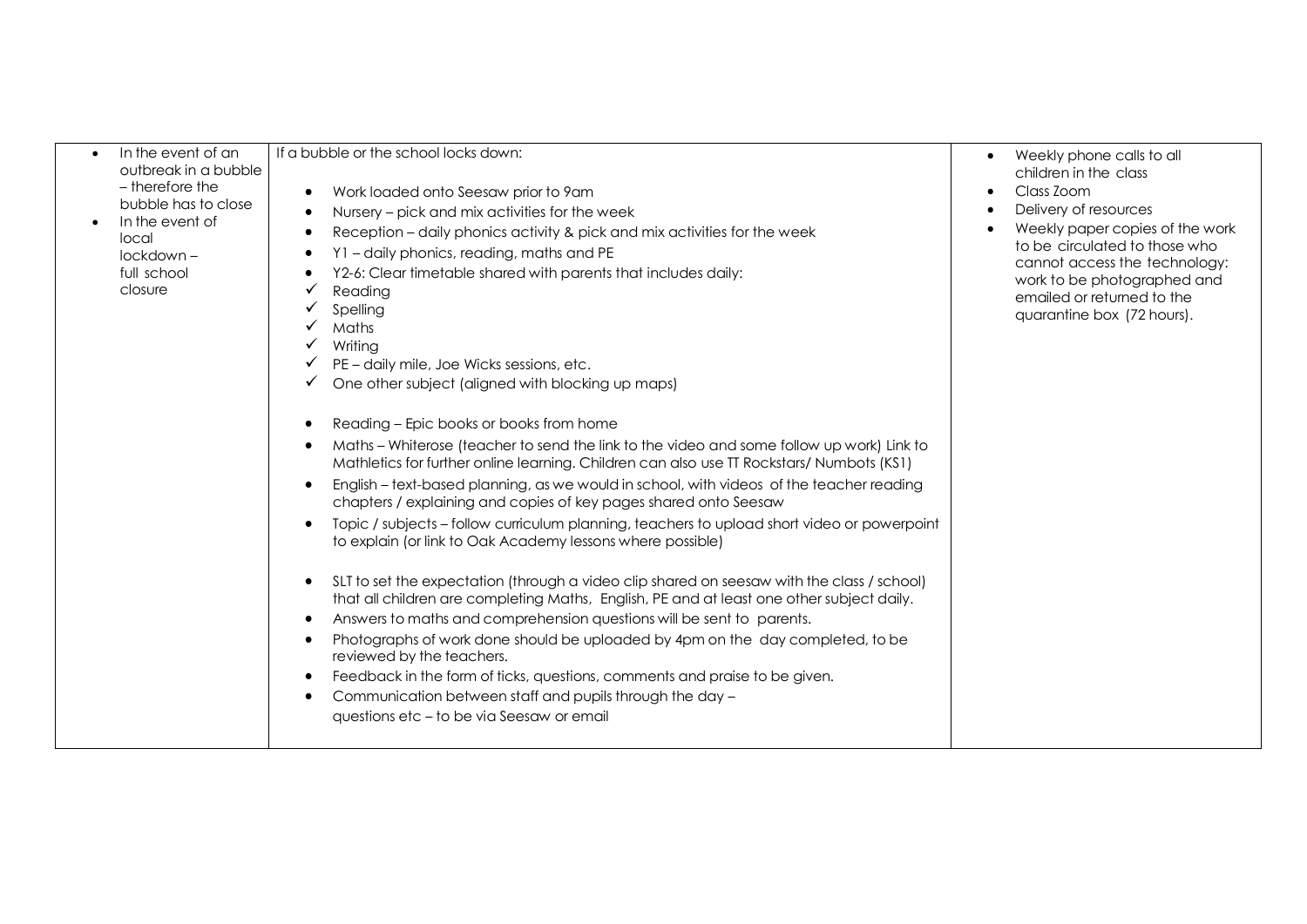| | | |
|---|---|---|
| <ul><li>In the event of an outbreak in a bubble – therefore the bubble has to close</li><li>In the event of local lockdown – full school closure</li></ul> | If a bubble or the school locks down:<br><ul><li>Work loaded onto Seesaw prior to 9am</li><li>Nursery – pick and mix activities for the week</li><li>Reception – daily phonics activity & pick and mix activities for the week</li><li>Y1 – daily phonics, reading, maths and PE</li><li>Y2-6: Clear timetable shared with parents that includes daily:</li></ul>✓ Reading<br>✓ Spelling<br>✓ Maths<br>✓ Writing<br>✓ PE – daily mile, Joe Wicks sessions, etc.<br>✓ One other subject (aligned with blocking up maps)<br><ul><li>Reading – Epic books or books from home</li><li>Maths – Whiterose (teacher to send the link to the video and some follow up work) Link to Mathletics for further online learning. Children can also use TT Rockstars/ Numbots (KS1)</li><li>English – text-based planning, as we would in school, with videos of the teacher reading chapters / explaining and copies of key pages shared onto Seesaw</li><li>Topic / subjects – follow curriculum planning, teachers to upload short video or powerpoint to explain (or link to Oak Academy lessons where possible)</li></ul><ul><li>SLT to set the expectation (through a video clip shared on seesaw with the class / school) that all children are completing Maths, English, PE and at least one other subject daily.</li><li>Answers to maths and comprehension questions will be sent to parents.</li><li>Photographs of work done should be uploaded by 4pm on the day completed, to be reviewed by the teachers.</li><li>Feedback in the form of ticks, questions, comments and praise to be given.</li><li>Communication between staff and pupils through the day – questions etc – to be via Seesaw or email</li></ul> | <ul><li>Weekly phone calls to all children in the class</li><li>Class Zoom</li><li>Delivery of resources</li><li>Weekly paper copies of the work to be circulated to those who cannot access the technology: work to be photographed and emailed or returned to the quarantine box (72 hours).</li></ul> |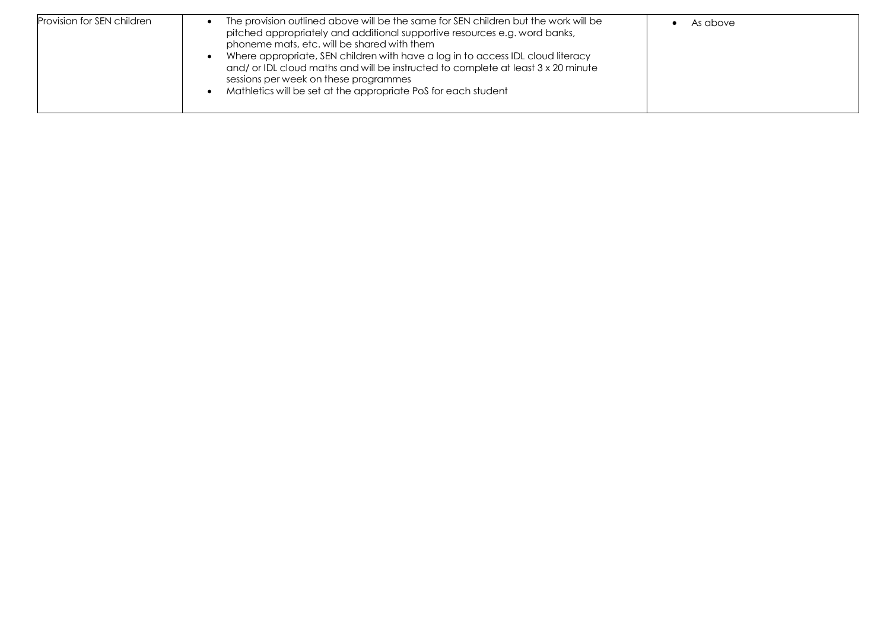| Provision for SEN children | <ul><li>The provision outlined above will be the same for SEN children but the work will be pitched appropriately and additional supportive resources e.g. word banks, phoneme mats, etc. will be shared with them</li><li>Where appropriate, SEN children with have a log in to access IDL cloud literacy and/ or IDL cloud maths and will be instructed to complete at least 3 x 20 minute sessions per week on these programmes</li><li>Mathletics will be set at the appropriate PoS for each student</li></ul> | <ul><li>As above</li></ul> |
|---|---|---|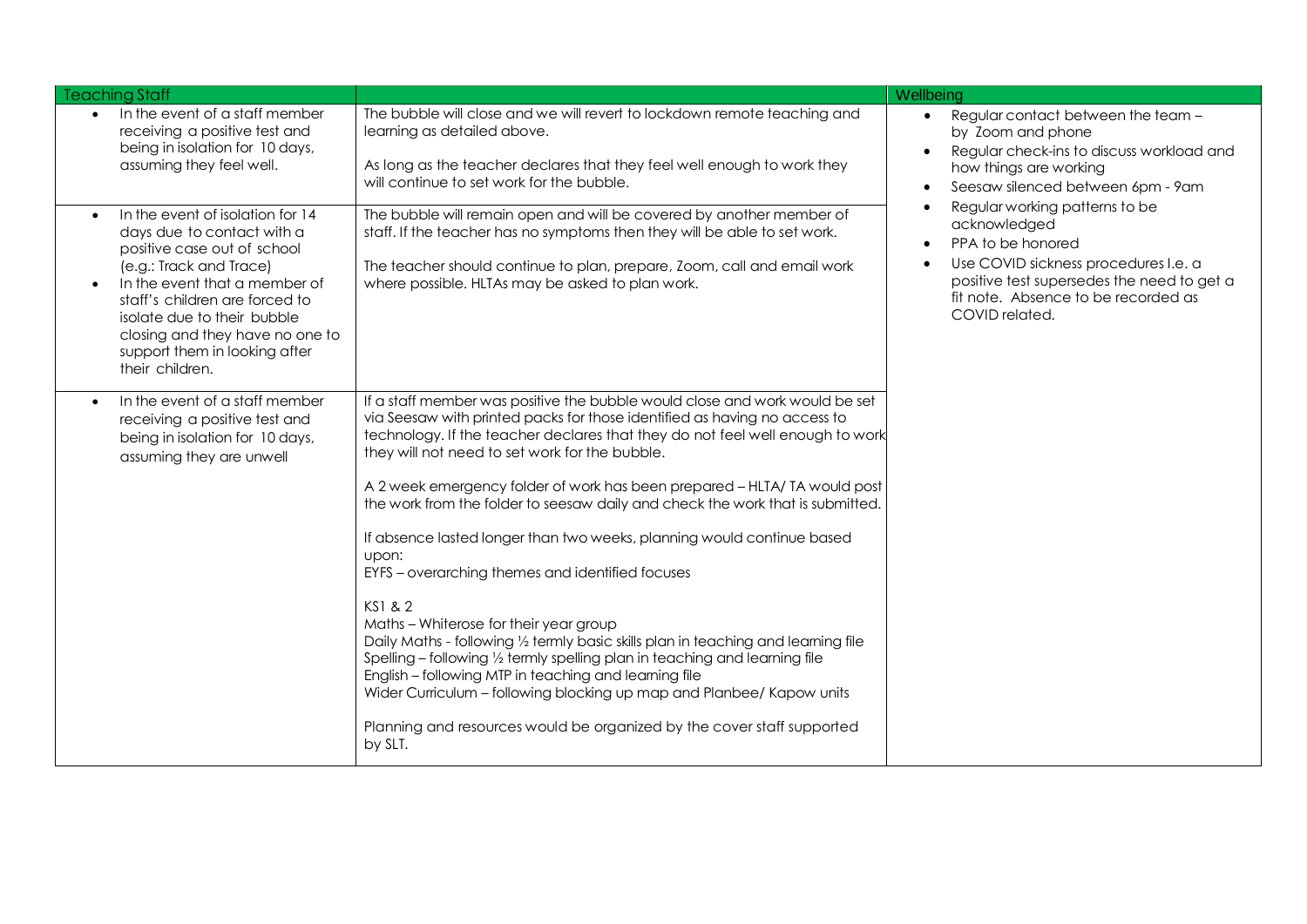| Teaching Staff | | Wellbeing |
| --- | --- | --- |
| • In the event of a staff member receiving a positive test and being in isolation for 10 days, assuming they feel well. | The bubble will close and we will revert to lockdown remote teaching and learning as detailed above.<br><br>As long as the teacher declares that they feel well enough to work they will continue to set work for the bubble. | • Regular contact between the team – by Zoom and phone<br>• Regular check-ins to discuss workload and how things are working<br>• Seesaw silenced between 6pm - 9am<br>• Regular working patterns to be acknowledged<br>• PPA to be honored<br>• Use COVID sickness procedures I.e. a positive test supersedes the need to get a fit note. Absence to be recorded as COVID related. |
| • In the event of isolation for 14 days due to contact with a positive case out of school (e.g.: Track and Trace)<br>• In the event that a member of staff's children are forced to isolate due to their bubble closing and they have no one to support them in looking after their children. | The bubble will remain open and will be covered by another member of staff. If the teacher has no symptoms then they will be able to set work.<br><br>The teacher should continue to plan, prepare, Zoom, call and email work where possible. HLTAs may be asked to plan work. | |
| • In the event of a staff member receiving a positive test and being in isolation for 10 days, assuming they are unwell | If a staff member was positive the bubble would close and work would be set via Seesaw with printed packs for those identified as having no access to technology. If the teacher declares that they do not feel well enough to work they will not need to set work for the bubble.<br><br>A 2 week emergency folder of work has been prepared – HLTA/ TA would post the work from the folder to seesaw daily and check the work that is submitted.<br><br>If absence lasted longer than two weeks, planning would continue based upon:<br>EYFS – overarching themes and identified focuses<br><br>KS1 & 2<br>Maths – Whiterose for their year group<br>Daily Maths - following ½ termly basic skills plan in teaching and learning file<br>Spelling – following ½ termly spelling plan in teaching and learning file<br>English – following MTP in teaching and learning file<br>Wider Curriculum – following blocking up map and Planbee/ Kapow units<br><br>Planning and resources would be organized by the cover staff supported by SLT. | |